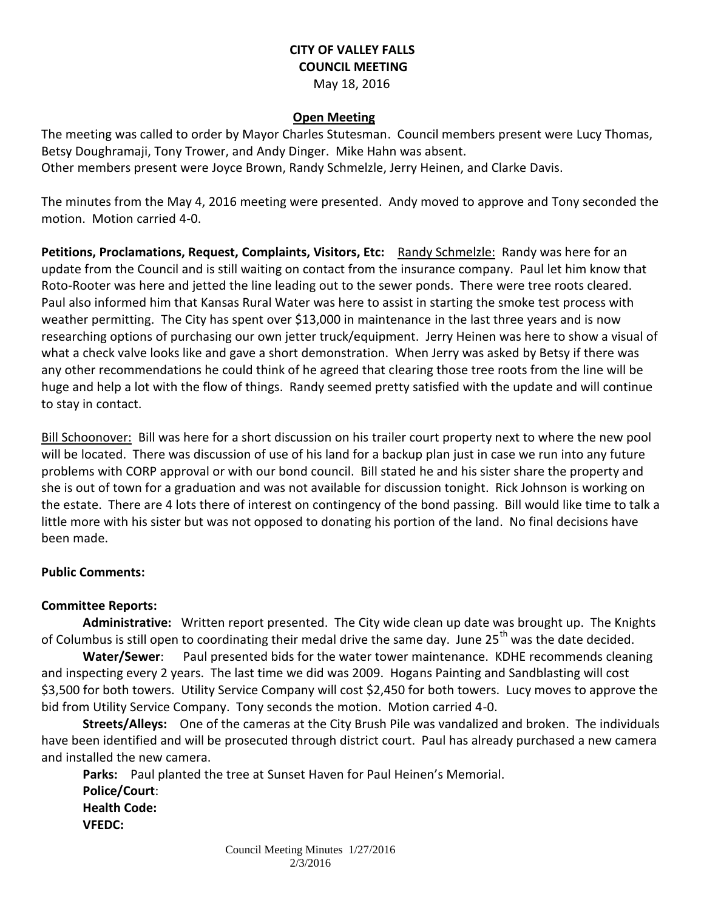**CITY OF VALLEY FALLS**
**COUNCIL MEETING**
May 18, 2016

**Open Meeting**

The meeting was called to order by Mayor Charles Stutesman. Council members present were Lucy Thomas, Betsy Doughramaji, Tony Trower, and Andy Dinger. Mike Hahn was absent.
Other members present were Joyce Brown, Randy Schmelzle, Jerry Heinen, and Clarke Davis.

The minutes from the May 4, 2016 meeting were presented. Andy moved to approve and Tony seconded the motion. Motion carried 4-0.

**Petitions, Proclamations, Request, Complaints, Visitors, Etc:** Randy Schmelzle: Randy was here for an update from the Council and is still waiting on contact from the insurance company. Paul let him know that Roto-Rooter was here and jetted the line leading out to the sewer ponds. There were tree roots cleared. Paul also informed him that Kansas Rural Water was here to assist in starting the smoke test process with weather permitting. The City has spent over $13,000 in maintenance in the last three years and is now researching options of purchasing our own jetter truck/equipment. Jerry Heinen was here to show a visual of what a check valve looks like and gave a short demonstration. When Jerry was asked by Betsy if there was any other recommendations he could think of he agreed that clearing those tree roots from the line will be huge and help a lot with the flow of things. Randy seemed pretty satisfied with the update and will continue to stay in contact.

Bill Schoonover: Bill was here for a short discussion on his trailer court property next to where the new pool will be located. There was discussion of use of his land for a backup plan just in case we run into any future problems with CORP approval or with our bond council. Bill stated he and his sister share the property and she is out of town for a graduation and was not available for discussion tonight. Rick Johnson is working on the estate. There are 4 lots there of interest on contingency of the bond passing. Bill would like time to talk a little more with his sister but was not opposed to donating his portion of the land. No final decisions have been made.

**Public Comments:**

**Committee Reports:**

**Administrative:** Written report presented. The City wide clean up date was brought up. The Knights of Columbus is still open to coordinating their medal drive the same day. June 25th was the date decided.

**Water/Sewer**: Paul presented bids for the water tower maintenance. KDHE recommends cleaning and inspecting every 2 years. The last time we did was 2009. Hogans Painting and Sandblasting will cost $3,500 for both towers. Utility Service Company will cost $2,450 for both towers. Lucy moves to approve the bid from Utility Service Company. Tony seconds the motion. Motion carried 4-0.

**Streets/Alleys:** One of the cameras at the City Brush Pile was vandalized and broken. The individuals have been identified and will be prosecuted through district court. Paul has already purchased a new camera and installed the new camera.

**Parks:** Paul planted the tree at Sunset Haven for Paul Heinen's Memorial.

**Police/Court**:

**Health Code:**

**VFEDC:**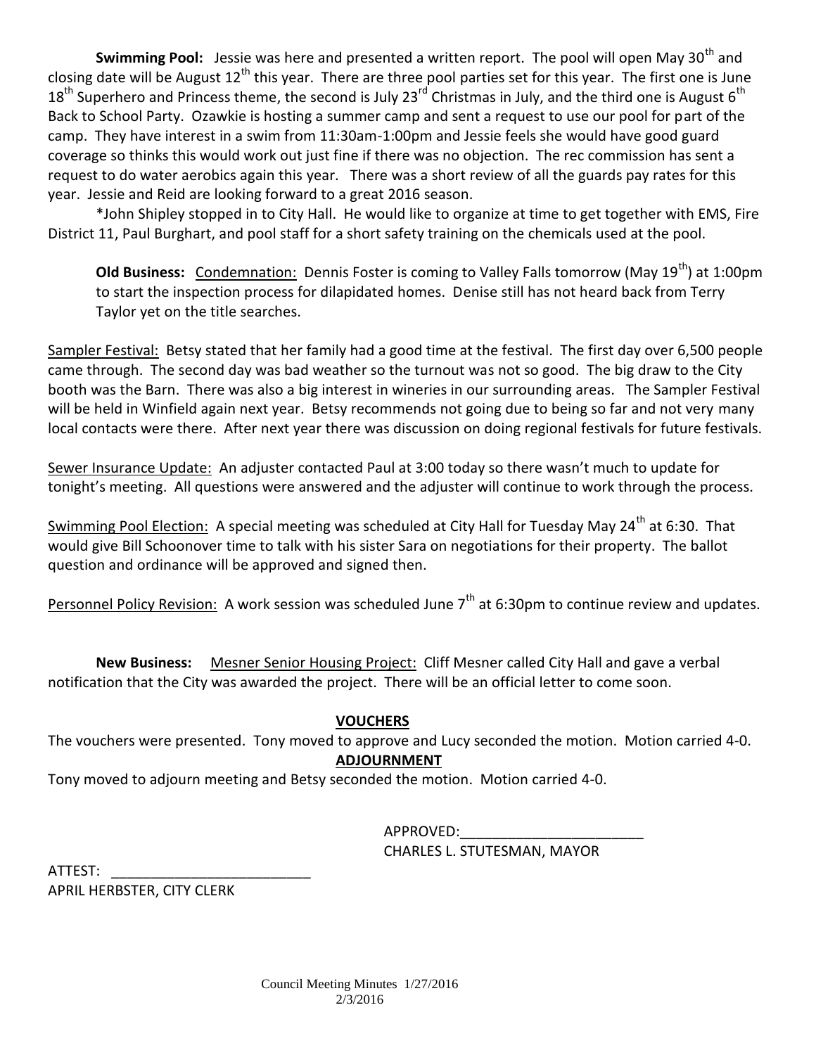**Swimming Pool:** Jessie was here and presented a written report. The pool will open May 30th and closing date will be August 12th this year. There are three pool parties set for this year. The first one is June 18th Superhero and Princess theme, the second is July 23rd Christmas in July, and the third one is August 6th Back to School Party. Ozawkie is hosting a summer camp and sent a request to use our pool for part of the camp. They have interest in a swim from 11:30am-1:00pm and Jessie feels she would have good guard coverage so thinks this would work out just fine if there was no objection. The rec commission has sent a request to do water aerobics again this year. There was a short review of all the guards pay rates for this year. Jessie and Reid are looking forward to a great 2016 season.

*John Shipley stopped in to City Hall. He would like to organize at time to get together with EMS, Fire District 11, Paul Burghart, and pool staff for a short safety training on the chemicals used at the pool.

**Old Business:** Condemnation: Dennis Foster is coming to Valley Falls tomorrow (May 19th) at 1:00pm to start the inspection process for dilapidated homes. Denise still has not heard back from Terry Taylor yet on the title searches.

Sampler Festival: Betsy stated that her family had a good time at the festival. The first day over 6,500 people came through. The second day was bad weather so the turnout was not so good. The big draw to the City booth was the Barn. There was also a big interest in wineries in our surrounding areas. The Sampler Festival will be held in Winfield again next year. Betsy recommends not going due to being so far and not very many local contacts were there. After next year there was discussion on doing regional festivals for future festivals.

Sewer Insurance Update: An adjuster contacted Paul at 3:00 today so there wasn't much to update for tonight's meeting. All questions were answered and the adjuster will continue to work through the process.

Swimming Pool Election: A special meeting was scheduled at City Hall for Tuesday May 24th at 6:30. That would give Bill Schoonover time to talk with his sister Sara on negotiations for their property. The ballot question and ordinance will be approved and signed then.

Personnel Policy Revision: A work session was scheduled June 7th at 6:30pm to continue review and updates.

**New Business:** Mesner Senior Housing Project: Cliff Mesner called City Hall and gave a verbal notification that the City was awarded the project. There will be an official letter to come soon.

**VOUCHERS**

The vouchers were presented. Tony moved to approve and Lucy seconded the motion. Motion carried 4-0.

**ADJOURNMENT**

Tony moved to adjourn meeting and Betsy seconded the motion. Motion carried 4-0.

APPROVED:_______________________
CHARLES L. STUTESMAN, MAYOR

ATTEST: _________________________
APRIL HERBSTER, CITY CLERK